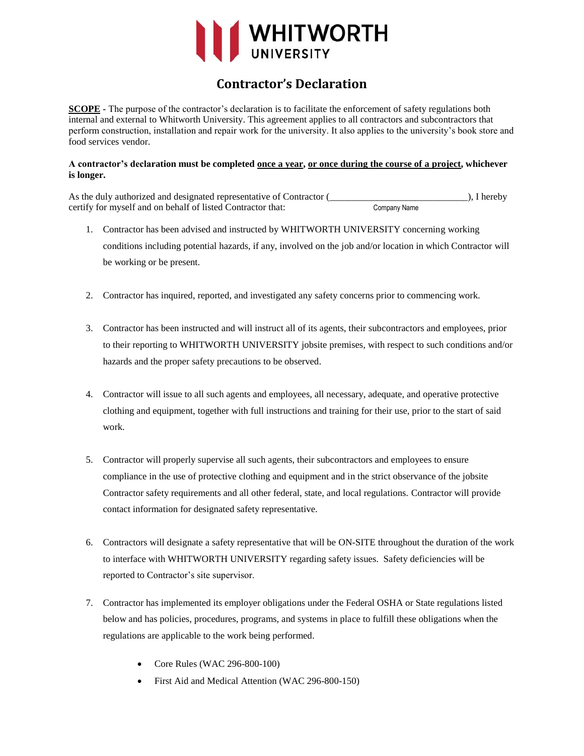WHITWORTH UNIVERSITY

# Contractor's Declaration

**SCOPE** - The purpose of the contractor's declaration is to facilitate the enforcement of safety regulations both internal and external to Whitworth University. This agreement applies to all contractors and subcontractors that perform construction, installation and repair work for the university. It also applies to the university's book store and food services vendor.

**A contractor's declaration must be completed once a year, or once during the course of a project, whichever is longer.**

As the duly authorized and designated representative of Contractor (____________________________), I hereby certify for myself and on behalf of listed Contractor that:
Company Name

1. Contractor has been advised and instructed by WHITWORTH UNIVERSITY concerning working conditions including potential hazards, if any, involved on the job and/or location in which Contractor will be working or be present.

2. Contractor has inquired, reported, and investigated any safety concerns prior to commencing work.

3. Contractor has been instructed and will instruct all of its agents, their subcontractors and employees, prior to their reporting to WHITWORTH UNIVERSITY jobsite premises, with respect to such conditions and/or hazards and the proper safety precautions to be observed.

4. Contractor will issue to all such agents and employees, all necessary, adequate, and operative protective clothing and equipment, together with full instructions and training for their use, prior to the start of said work.

5. Contractor will properly supervise all such agents, their subcontractors and employees to ensure compliance in the use of protective clothing and equipment and in the strict observance of the jobsite Contractor safety requirements and all other federal, state, and local regulations. Contractor will provide contact information for designated safety representative.

6. Contractors will designate a safety representative that will be ON-SITE throughout the duration of the work to interface with WHITWORTH UNIVERSITY regarding safety issues. Safety deficiencies will be reported to Contractor's site supervisor.

7. Contractor has implemented its employer obligations under the Federal OSHA or State regulations listed below and has policies, procedures, programs, and systems in place to fulfill these obligations when the regulations are applicable to the work being performed.

   - Core Rules (WAC 296-800-100)
   - First Aid and Medical Attention (WAC 296-800-150)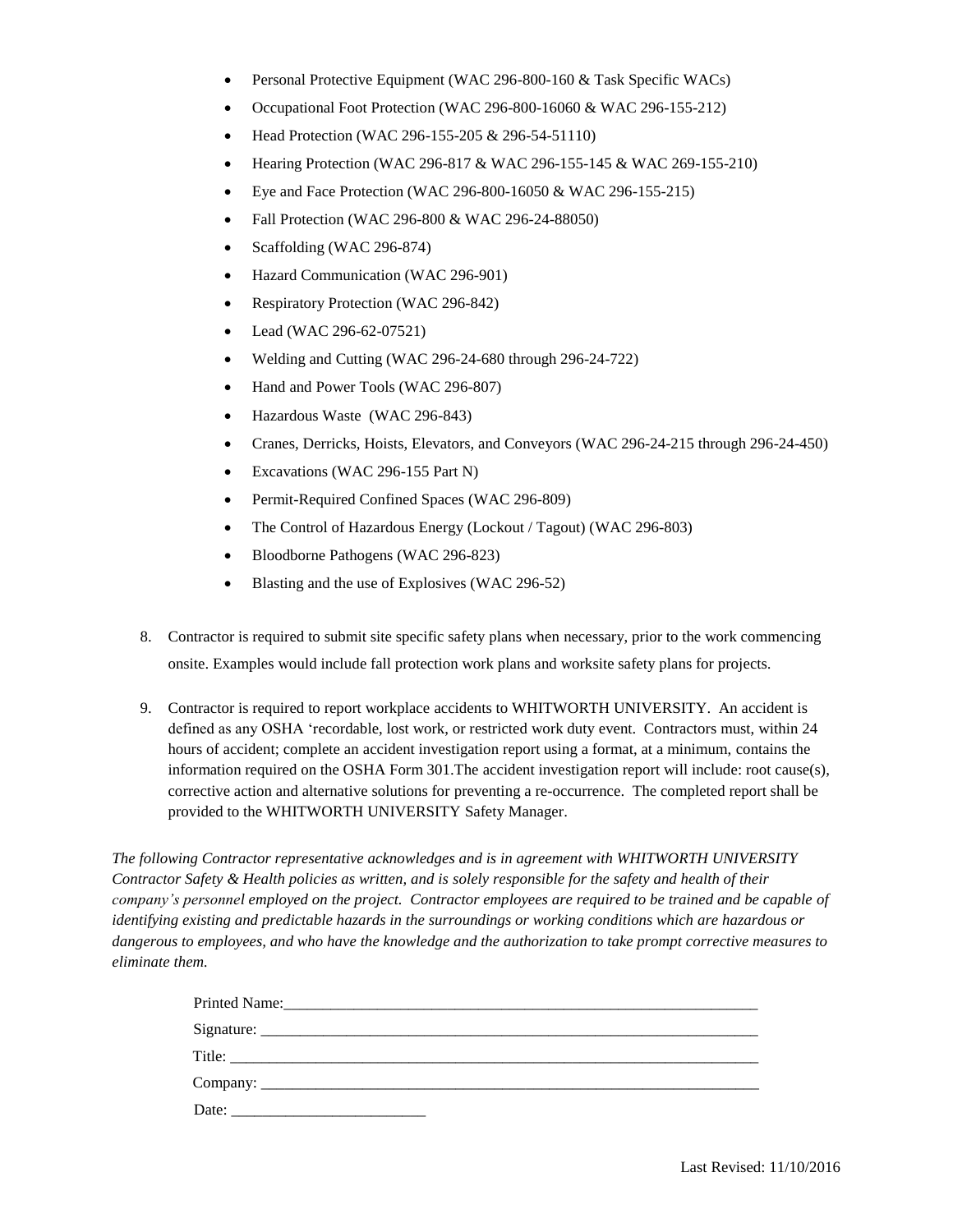- Personal Protective Equipment (WAC 296-800-160 & Task Specific WACs)
- Occupational Foot Protection (WAC 296-800-16060 & WAC 296-155-212)
- Head Protection (WAC 296-155-205 & 296-54-51110)
- Hearing Protection (WAC 296-817 & WAC 296-155-145 & WAC 269-155-210)
- Eye and Face Protection (WAC 296-800-16050 & WAC 296-155-215)
- Fall Protection (WAC 296-800 & WAC 296-24-88050)
- Scaffolding (WAC 296-874)
- Hazard Communication (WAC 296-901)
- Respiratory Protection (WAC 296-842)
- Lead (WAC 296-62-07521)
- Welding and Cutting (WAC 296-24-680 through 296-24-722)
- Hand and Power Tools (WAC 296-807)
- Hazardous Waste (WAC 296-843)
- Cranes, Derricks, Hoists, Elevators, and Conveyors (WAC 296-24-215 through 296-24-450)
- Excavations (WAC 296-155 Part N)
- Permit-Required Confined Spaces (WAC 296-809)
- The Control of Hazardous Energy (Lockout / Tagout) (WAC 296-803)
- Bloodborne Pathogens (WAC 296-823)
- Blasting and the use of Explosives (WAC 296-52)

8. Contractor is required to submit site specific safety plans when necessary, prior to the work commencing onsite. Examples would include fall protection work plans and worksite safety plans for projects.

9. Contractor is required to report workplace accidents to WHITWORTH UNIVERSITY. An accident is defined as any OSHA 'recordable, lost work, or restricted work duty event. Contractors must, within 24 hours of accident; complete an accident investigation report using a format, at a minimum, contains the information required on the OSHA Form 301.The accident investigation report will include: root cause(s), corrective action and alternative solutions for preventing a re-occurrence. The completed report shall be provided to the WHITWORTH UNIVERSITY Safety Manager.

*The following Contractor representative acknowledges and is in agreement with WHITWORTH UNIVERSITY Contractor Safety & Health policies as written, and is solely responsible for the safety and health of their company's personnel employed on the project. Contractor employees are required to be trained and be capable of identifying existing and predictable hazards in the surroundings or working conditions which are hazardous or dangerous to employees, and who have the knowledge and the authorization to take prompt corrective measures to eliminate them.*

Printed Name:_______________________________________________________________

Signature: _________________________________________________________________

Title: _____________________________________________________________________

Company: __________________________________________________________________

Date: _________________________

Last Revised: 11/10/2016